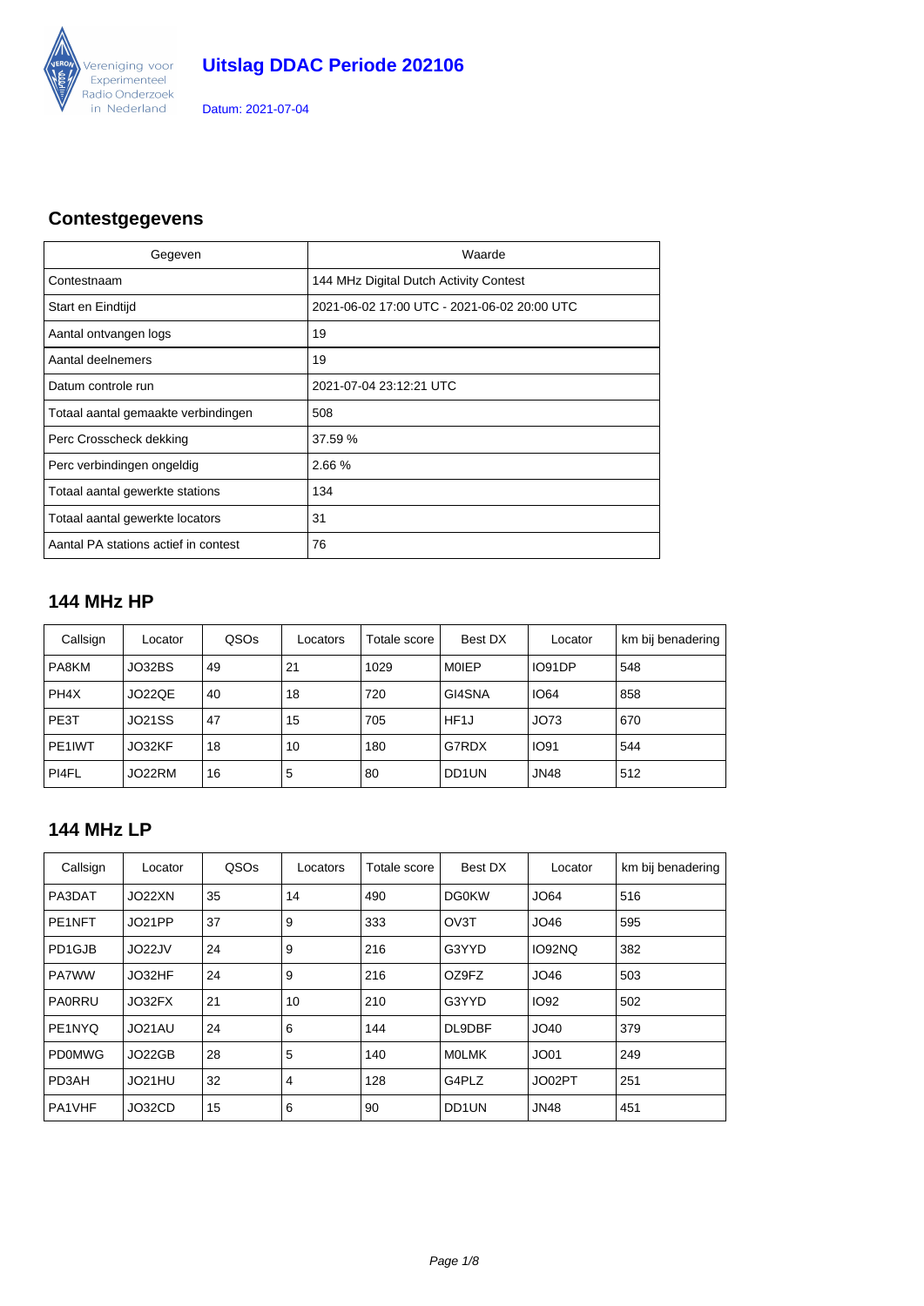Vereniging voor Experimenteel Radio Onderzoek in Nederland

# Uitslag DDAC Periode 202106

Datum: 2021-07-04

## Contestgegevens

| Gegeven | Waarde |
|---|---|
| Contestnaam | 144 MHz Digital Dutch Activity Contest |
| Start en Eindtijd | 2021-06-02 17:00 UTC - 2021-06-02 20:00 UTC |
| Aantal ontvangen logs | 19 |
| Aantal deelnemers | 19 |
| Datum controle run | 2021-07-04 23:12:21 UTC |
| Totaal aantal gemaakte verbindingen | 508 |
| Perc Crosscheck dekking | 37.59 % |
| Perc verbindingen ongeldig | 2.66 % |
| Totaal aantal gewerkte stations | 134 |
| Totaal aantal gewerkte locators | 31 |
| Aantal PA stations actief in contest | 76 |

## 144 MHz HP

| Callsign | Locator | QSOs | Locators | Totale score | Best DX | Locator | km bij benadering |
|---|---|---|---|---|---|---|---|
| PA8KM | JO32BS | 49 | 21 | 1029 | M0IEP | IO91DP | 548 |
| PH4X | JO22QE | 40 | 18 | 720 | GI4SNA | IO64 | 858 |
| PE3T | JO21SS | 47 | 15 | 705 | HF1J | JO73 | 670 |
| PE1IWT | JO32KF | 18 | 10 | 180 | G7RDX | IO91 | 544 |
| PI4FL | JO22RM | 16 | 5 | 80 | DD1UN | JN48 | 512 |

## 144 MHz LP

| Callsign | Locator | QSOs | Locators | Totale score | Best DX | Locator | km bij benadering |
|---|---|---|---|---|---|---|---|
| PA3DAT | JO22XN | 35 | 14 | 490 | DG0KW | JO64 | 516 |
| PE1NFT | JO21PP | 37 | 9 | 333 | OV3T | JO46 | 595 |
| PD1GJB | JO22JV | 24 | 9 | 216 | G3YYD | IO92NQ | 382 |
| PA7WW | JO32HF | 24 | 9 | 216 | OZ9FZ | JO46 | 503 |
| PA0RRU | JO32FX | 21 | 10 | 210 | G3YYD | IO92 | 502 |
| PE1NYQ | JO21AU | 24 | 6 | 144 | DL9DBF | JO40 | 379 |
| PD0MWG | JO22GB | 28 | 5 | 140 | M0LMK | JO01 | 249 |
| PD3AH | JO21HU | 32 | 4 | 128 | G4PLZ | JO02PT | 251 |
| PA1VHF | JO32CD | 15 | 6 | 90 | DD1UN | JN48 | 451 |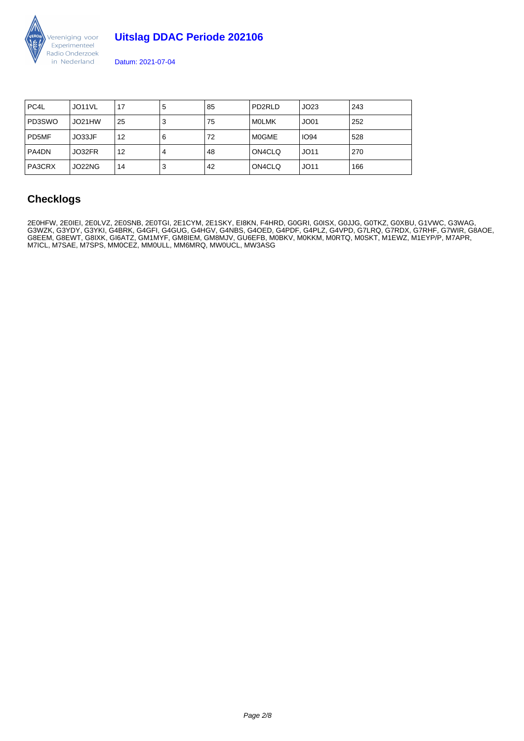| | | | | | | | |
|---|---|---|---|---|---|---|---|
| PC4L | JO11VL | 17 | 5 | 85 | PD2RLD | JO23 | 243 |
| PD3SWO | JO21HW | 25 | 3 | 75 | M0LMK | JO01 | 252 |
| PD5MF | JO33JF | 12 | 6 | 72 | M0GME | IO94 | 528 |
| PA4DN | JO32FR | 12 | 4 | 48 | ON4CLQ | JO11 | 270 |
| PA3CRX | JO22NG | 14 | 3 | 42 | ON4CLQ | JO11 | 166 |

## Checklogs

2E0HFW, 2E0IEI, 2E0LVZ, 2E0SNB, 2E0TGI, 2E1CYM, 2E1SKY, EI8KN, F4HRD, G0GRI, G0ISX, G0JJG, G0TKZ, G0XBU, G1VWC, G3WAG, G3WZK, G3YDY, G3YKI, G4BRK, G4GFI, G4GUG, G4HGV, G4NBS, G4OED, G4PDF, G4PLZ, G4VPD, G7LRQ, G7RDX, G7RHF, G7WIR, G8AOE, G8EEM, G8EWT, G8IXK, GI6ATZ, GM1MYF, GM8IEM, GM8MJV, GU6EFB, M0BKV, M0KKM, M0RTQ, M0SKT, M1EWZ, M1EYP/P, M7APR, M7ICL, M7SAE, M7SPS, MM0CEZ, MM0ULL, MM6MRQ, MW0UCL, MW3ASG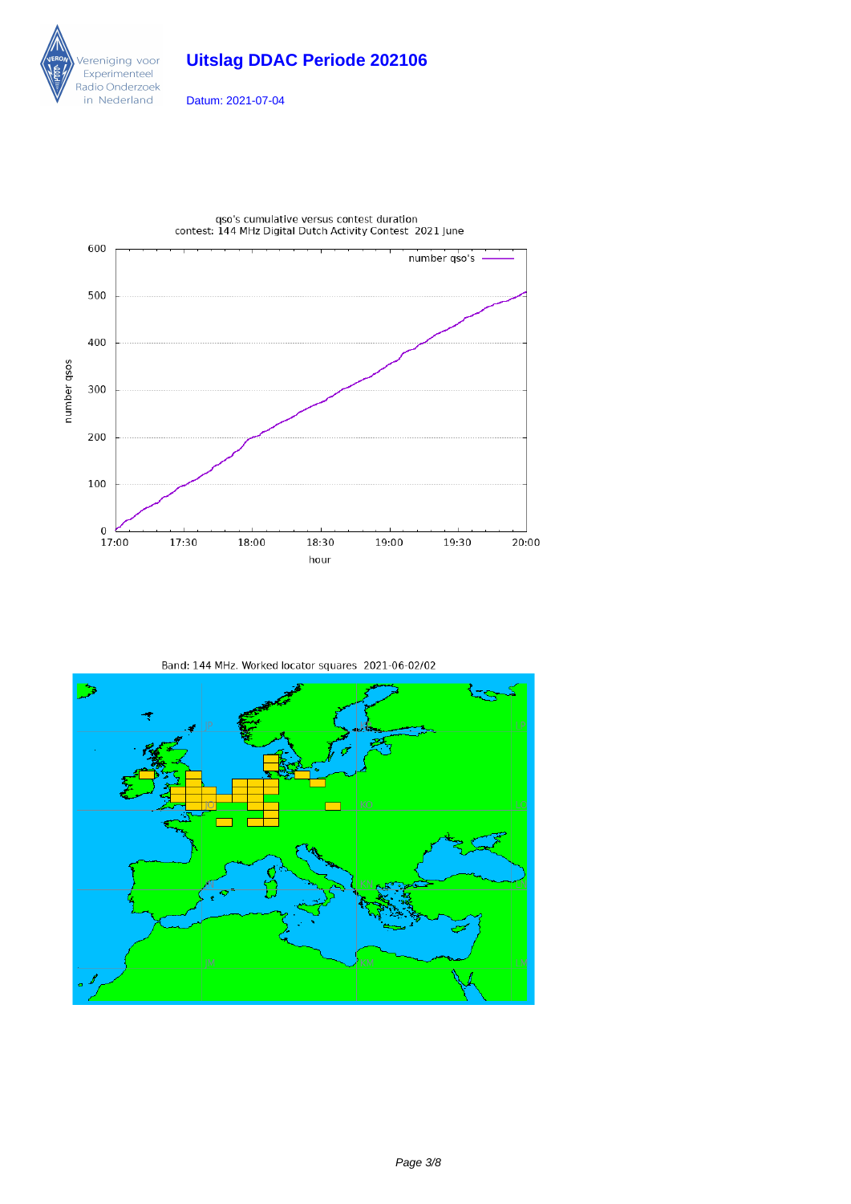# Uitslag DDAC Periode 202106

Datum: 2021-07-04

qso's cumulative versus contest duration
contest: 144 MHz Digital Dutch Activity Contest 2021 June

Band: 144 MHz. Worked locator squares 2021-06-02/02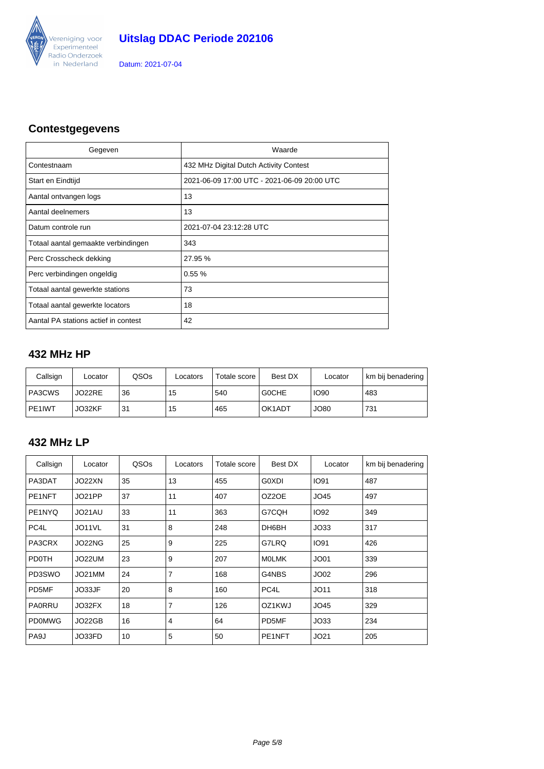# Uitslag DDAC Periode 202106

Datum: 2021-07-04

## Contestgegevens

| Gegeven | Waarde |
|---|---|
| Contestnaam | 432 MHz Digital Dutch Activity Contest |
| Start en Eindtijd | 2021-06-09 17:00 UTC - 2021-06-09 20:00 UTC |
| Aantal ontvangen logs | 13 |
| Aantal deelnemers | 13 |
| Datum controle run | 2021-07-04 23:12:28 UTC |
| Totaal aantal gemaakte verbindingen | 343 |
| Perc Crosscheck dekking | 27.95 % |
| Perc verbindingen ongeldig | 0.55 % |
| Totaal aantal gewerkte stations | 73 |
| Totaal aantal gewerkte locators | 18 |
| Aantal PA stations actief in contest | 42 |

## 432 MHz HP

| Callsign | Locator | QSOs | Locators | Totale score | Best DX | Locator | km bij benadering |
|---|---|---|---|---|---|---|---|
| PA3CWS | JO22RE | 36 | 15 | 540 | G0CHE | IO90 | 483 |
| PE1IWT | JO32KF | 31 | 15 | 465 | OK1ADT | JO80 | 731 |

## 432 MHz LP

| Callsign | Locator | QSOs | Locators | Totale score | Best DX | Locator | km bij benadering |
|---|---|---|---|---|---|---|---|
| PA3DAT | JO22XN | 35 | 13 | 455 | G0XDI | IO91 | 487 |
| PE1NFT | JO21PP | 37 | 11 | 407 | OZ2OE | JO45 | 497 |
| PE1NYQ | JO21AU | 33 | 11 | 363 | G7CQH | IO92 | 349 |
| PC4L | JO11VL | 31 | 8 | 248 | DH6BH | JO33 | 317 |
| PA3CRX | JO22NG | 25 | 9 | 225 | G7LRQ | IO91 | 426 |
| PD0TH | JO22UM | 23 | 9 | 207 | M0LMK | JO01 | 339 |
| PD3SWO | JO21MM | 24 | 7 | 168 | G4NBS | JO02 | 296 |
| PD5MF | JO33JF | 20 | 8 | 160 | PC4L | JO11 | 318 |
| PA0RRU | JO32FX | 18 | 7 | 126 | OZ1KWJ | JO45 | 329 |
| PD0MWG | JO22GB | 16 | 4 | 64 | PD5MF | JO33 | 234 |
| PA9J | JO33FD | 10 | 5 | 50 | PE1NFT | JO21 | 205 |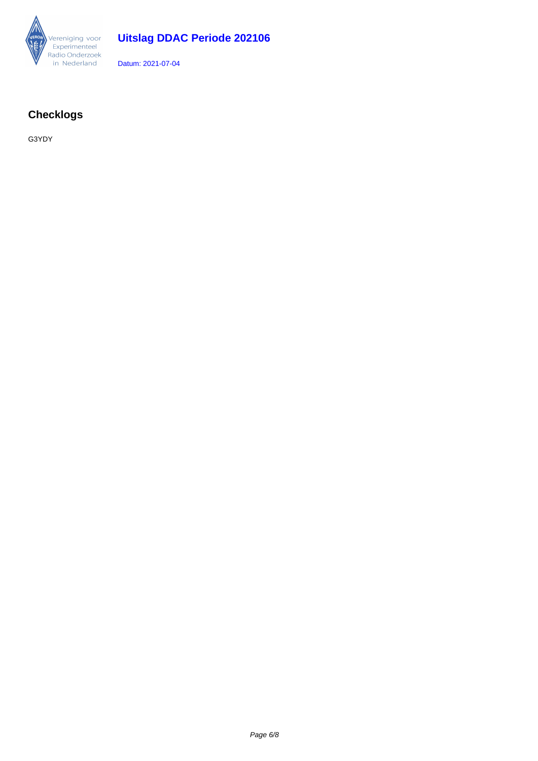## Checklogs

G3YDY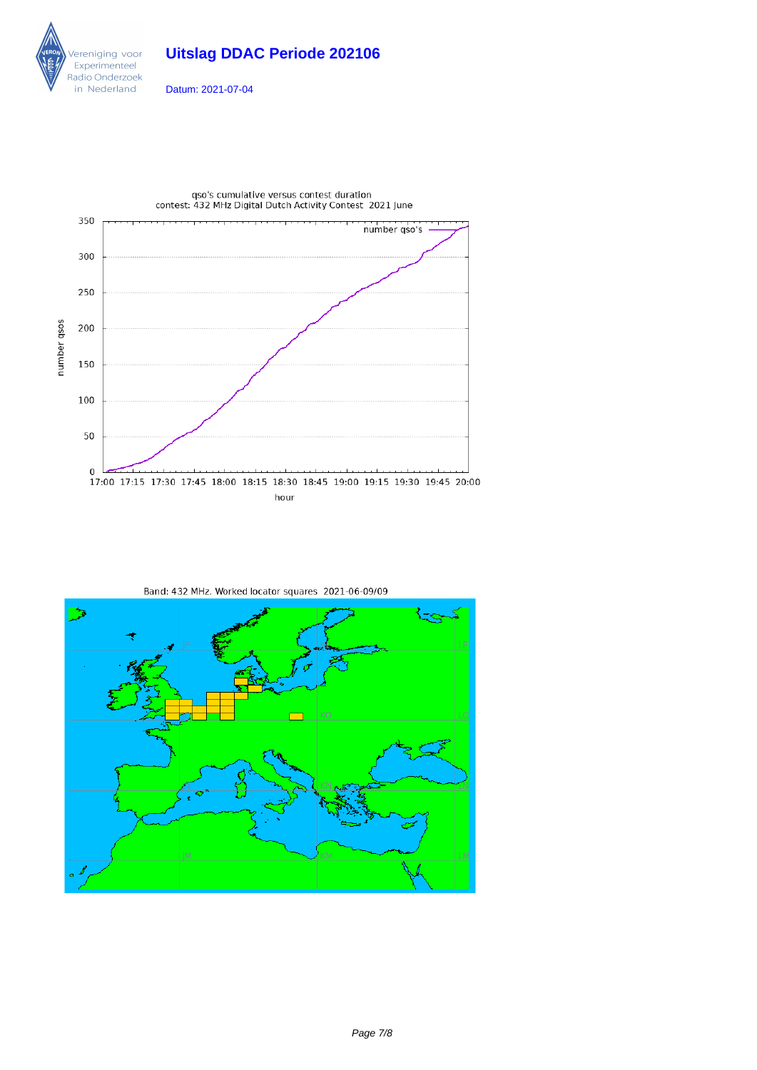# Uitslag DDAC Periode 202106

Datum: 2021-07-04

qso's cumulative versus contest duration
contest: 432 MHz Digital Dutch Activity Contest 2021 June

Band: 432 MHz. Worked locator squares 2021-06-09/09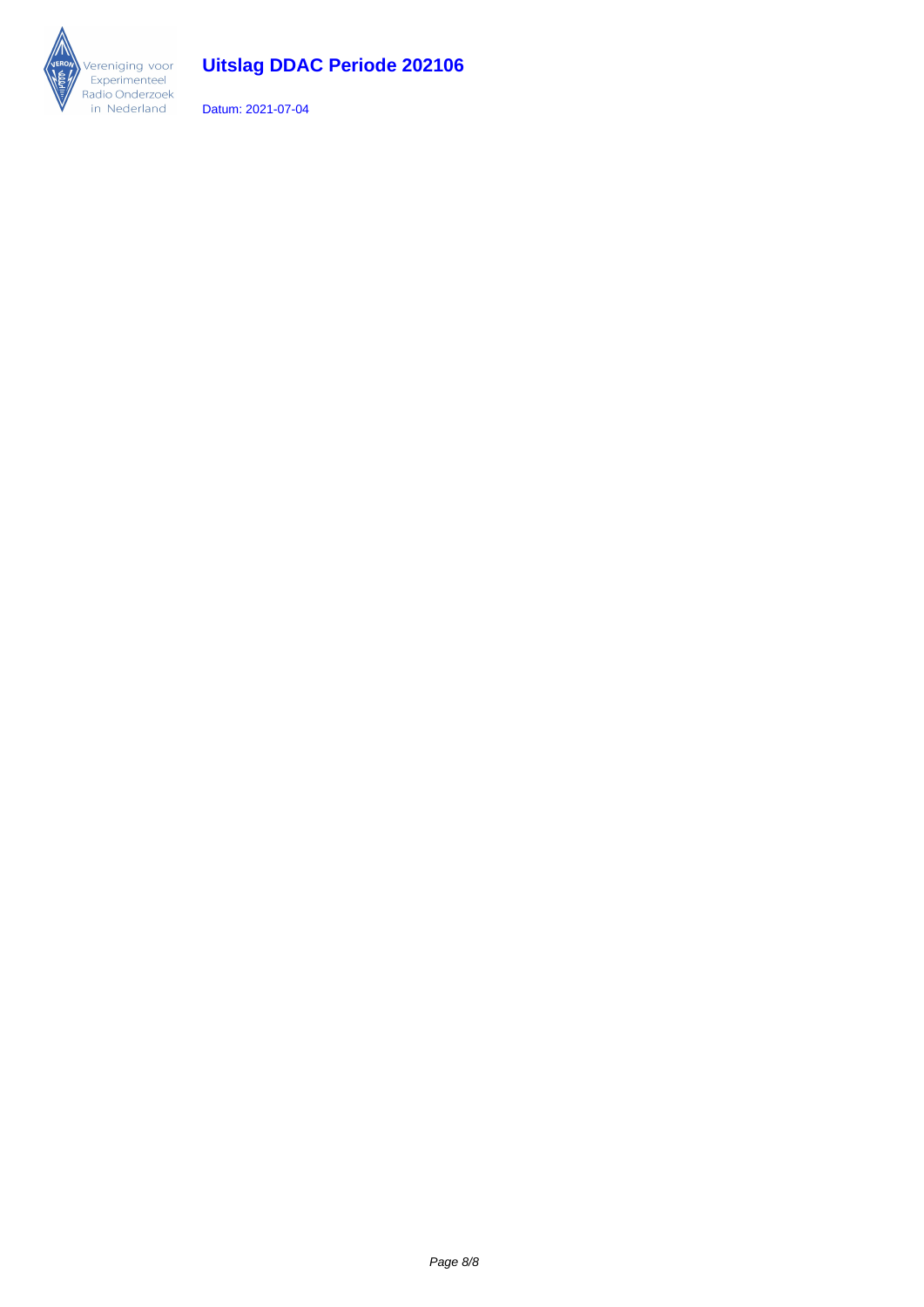Vereniging voor
Experimenteel
Radio Onderzoek
in Nederland

# Uitslag DDAC Periode 202106

Datum: 2021-07-04